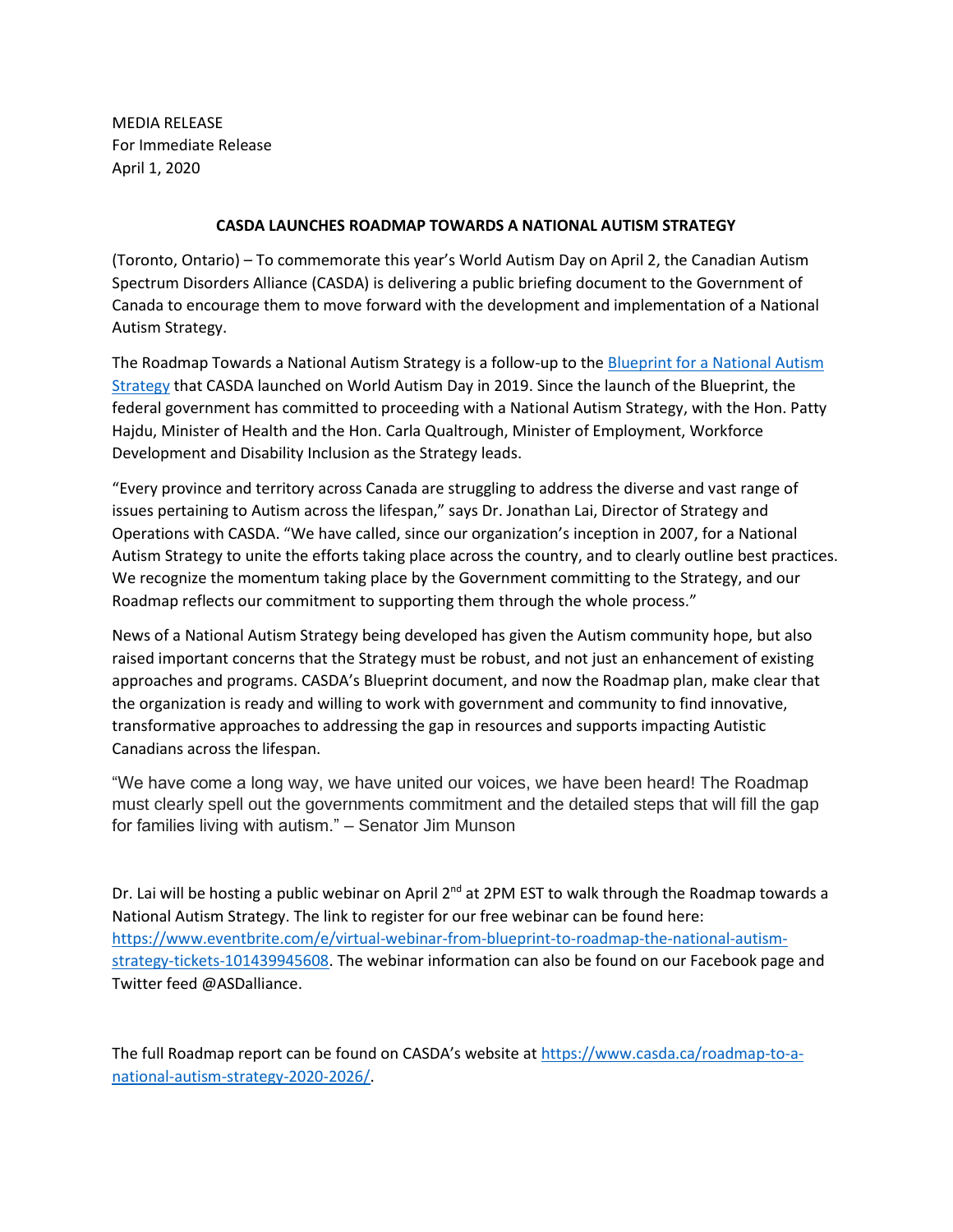MEDIA RELEASE
For Immediate Release
April 1, 2020

**CASDA LAUNCHES ROADMAP TOWARDS A NATIONAL AUTISM STRATEGY**

(Toronto, Ontario) – To commemorate this year's World Autism Day on April 2, the Canadian Autism Spectrum Disorders Alliance (CASDA) is delivering a public briefing document to the Government of Canada to encourage them to move forward with the development and implementation of a National Autism Strategy.

The Roadmap Towards a National Autism Strategy is a follow-up to the [Blueprint for a National Autism Strategy]() that CASDA launched on World Autism Day in 2019. Since the launch of the Blueprint, the federal government has committed to proceeding with a National Autism Strategy, with the Hon. Patty Hajdu, Minister of Health and the Hon. Carla Qualtrough, Minister of Employment, Workforce Development and Disability Inclusion as the Strategy leads.

"Every province and territory across Canada are struggling to address the diverse and vast range of issues pertaining to Autism across the lifespan," says Dr. Jonathan Lai, Director of Strategy and Operations with CASDA. "We have called, since our organization's inception in 2007, for a National Autism Strategy to unite the efforts taking place across the country, and to clearly outline best practices. We recognize the momentum taking place by the Government committing to the Strategy, and our Roadmap reflects our commitment to supporting them through the whole process."

News of a National Autism Strategy being developed has given the Autism community hope, but also raised important concerns that the Strategy must be robust, and not just an enhancement of existing approaches and programs. CASDA's Blueprint document, and now the Roadmap plan, make clear that the organization is ready and willing to work with government and community to find innovative, transformative approaches to addressing the gap in resources and supports impacting Autistic Canadians across the lifespan.

"We have come a long way, we have united our voices, we have been heard! The Roadmap must clearly spell out the governments commitment and the detailed steps that will fill the gap for families living with autism." – Senator Jim Munson

Dr. Lai will be hosting a public webinar on April 2nd at 2PM EST to walk through the Roadmap towards a National Autism Strategy. The link to register for our free webinar can be found here: https://www.eventbrite.com/e/virtual-webinar-from-blueprint-to-roadmap-the-national-autism-strategy-tickets-101439945608. The webinar information can also be found on our Facebook page and Twitter feed @ASDalliance.

The full Roadmap report can be found on CASDA's website at https://www.casda.ca/roadmap-to-a-national-autism-strategy-2020-2026/.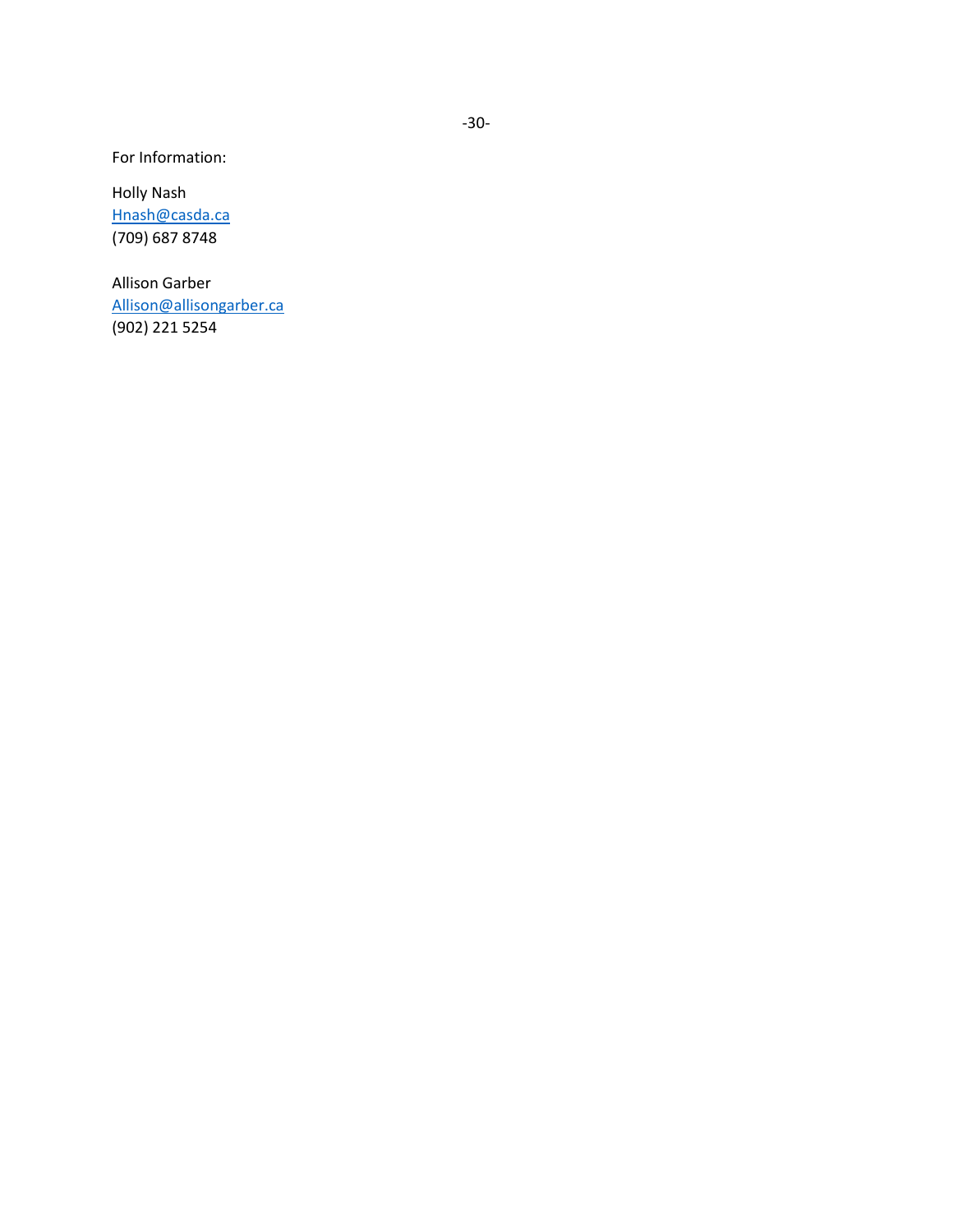-30-

For Information:

Holly Nash
Hnash@casda.ca
(709) 687 8748

Allison Garber
Allison@allisongarber.ca
(902) 221 5254